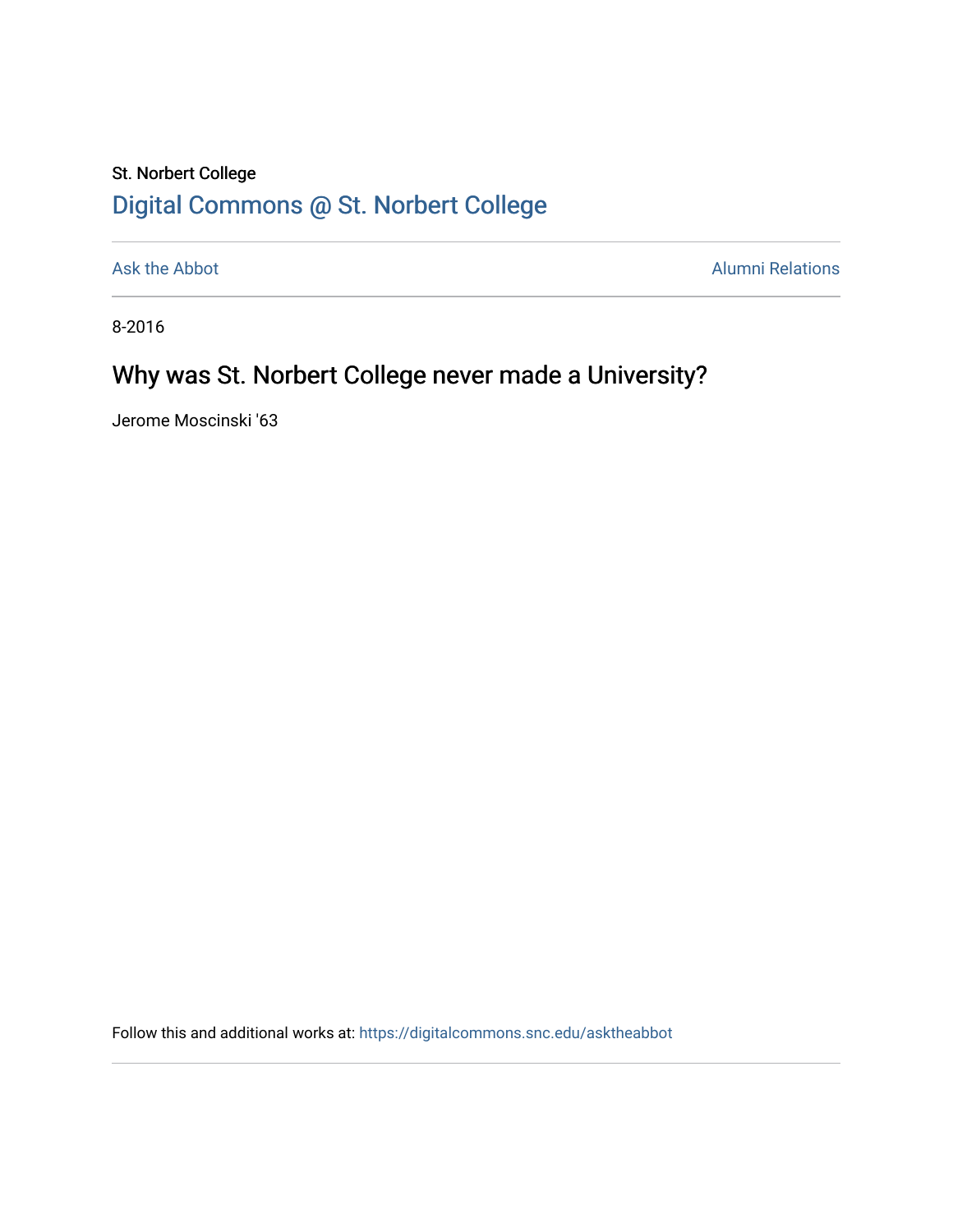St. Norbert College

Digital Commons @ St. Norbert College

Ask the Abbot | Alumni Relations

8-2016

# Why was St. Norbert College never made a University?

Jerome Moscinski '63

Follow this and additional works at: https://digitalcommons.snc.edu/asktheabbot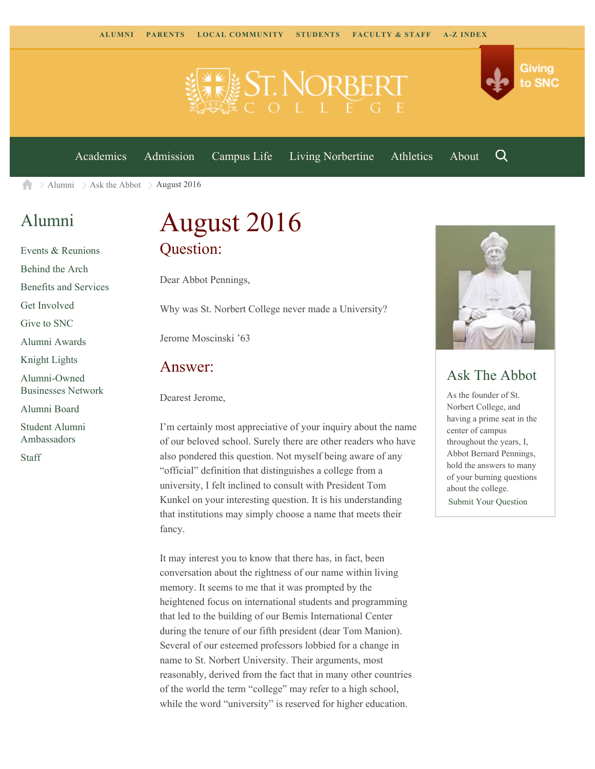ALUMNI PARENTS LOCAL COMMUNITY STUDENTS FACULTY & STAFF A-Z INDEX

Giving to SNC

Academics Admission Campus Life Living Norbertine Athletics About

Alumni > Ask the Abbot > August 2016

## Alumni

- Events & Reunions
- Behind the Arch
- Benefits and Services
- Get Involved
- Give to SNC
- Alumni Awards
- Knight Lights
- Alumni-Owned Businesses Network
- Alumni Board
- Student Alumni Ambassadors
- Staff

# August 2016

## Question:

Dear Abbot Pennings,

Why was St. Norbert College never made a University?

Jerome Moscinski '63

## Answer:

Dearest Jerome,

I'm certainly most appreciative of your inquiry about the name of our beloved school. Surely there are other readers who have also pondered this question. Not myself being aware of any "official" definition that distinguishes a college from a university, I felt inclined to consult with President Tom Kunkel on your interesting question. It is his understanding that institutions may simply choose a name that meets their fancy.

It may interest you to know that there has, in fact, been conversation about the rightness of our name within living memory. It seems to me that it was prompted by the heightened focus on international students and programming that led to the building of our Bemis International Center during the tenure of our fifth president (dear Tom Manion). Several of our esteemed professors lobbied for a change in name to St. Norbert University. Their arguments, most reasonably, derived from the fact that in many other countries of the world the term "college" may refer to a high school, while the word "university" is reserved for higher education.

## Ask The Abbot

As the founder of St. Norbert College, and having a prime seat in the center of campus throughout the years, I, Abbot Bernard Pennings, hold the answers to many of your burning questions about the college.

Submit Your Question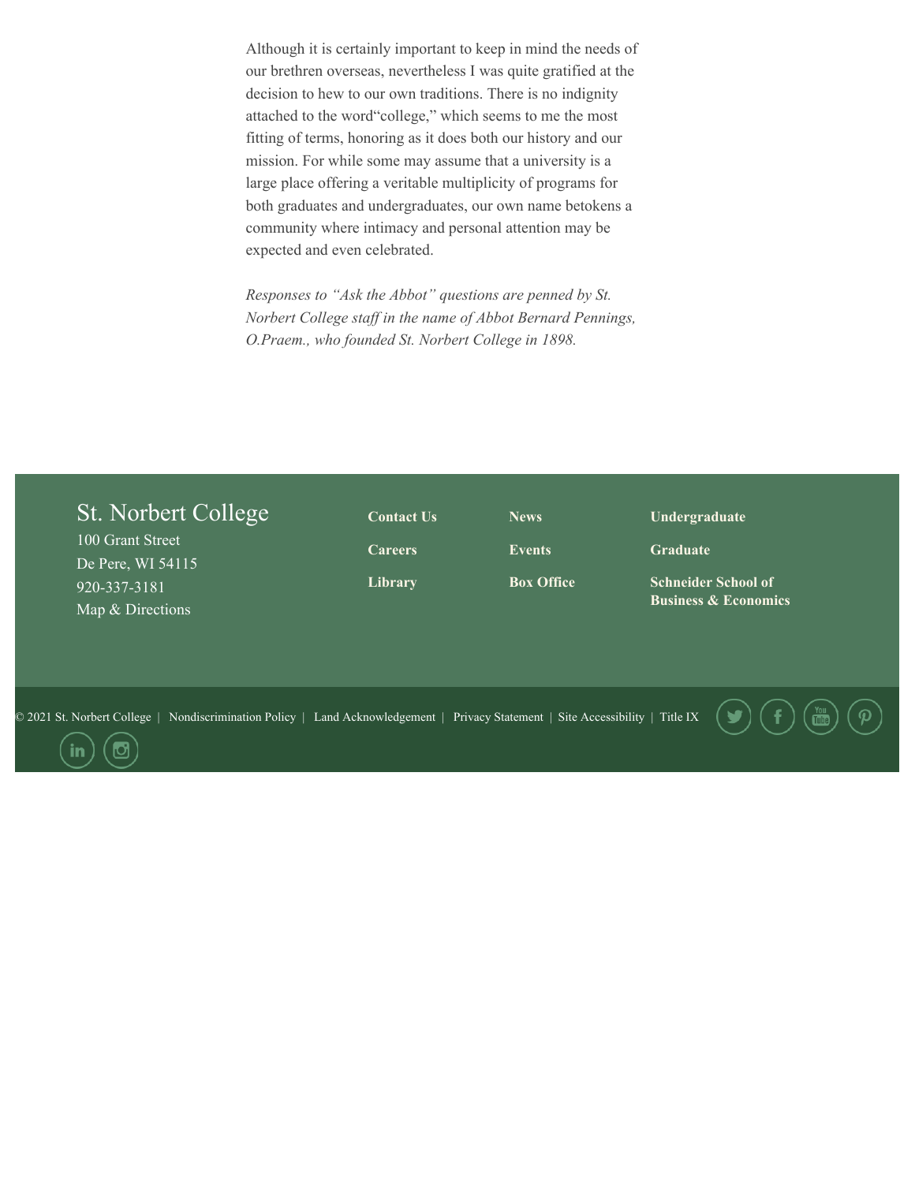Although it is certainly important to keep in mind the needs of our brethren overseas, nevertheless I was quite gratified at the decision to hew to our own traditions. There is no indignity attached to the word“college,” which seems to me the most fitting of terms, honoring as it does both our history and our mission. For while some may assume that a university is a large place offering a veritable multiplicity of programs for both graduates and undergraduates, our own name betokens a community where intimacy and personal attention may be expected and even celebrated.

*Responses to “Ask the Abbot” questions are penned by St. Norbert College staff in the name of Abbot Bernard Pennings, O.Praem., who founded St. Norbert College in 1898.*

St. Norbert College
100 Grant Street
De Pere, WI 54115
920-337-3181
Map & Directions

**Contact Us**
**Careers**
**Library**

**News**
**Events**
**Box Office**

**Undergraduate**
**Graduate**
**Schneider School of Business & Economics**

© 2021 St. Norbert College | Nondiscrimination Policy | Land Acknowledgement | Privacy Statement | Site Accessibility | Title IX